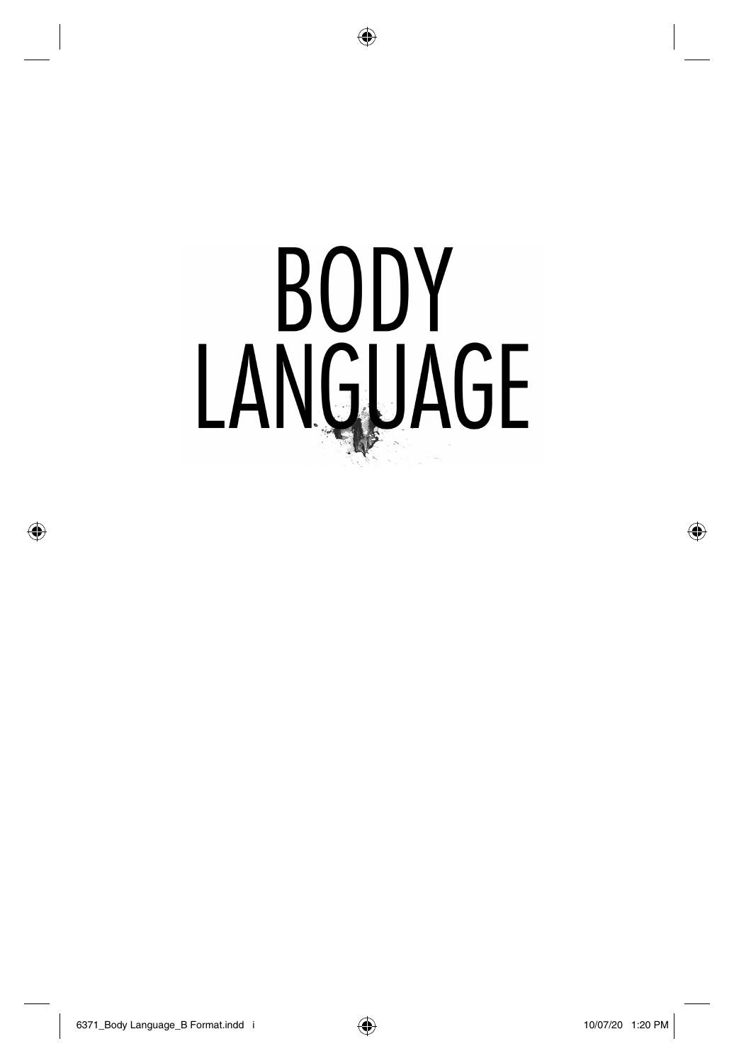# BODY LANGUAGE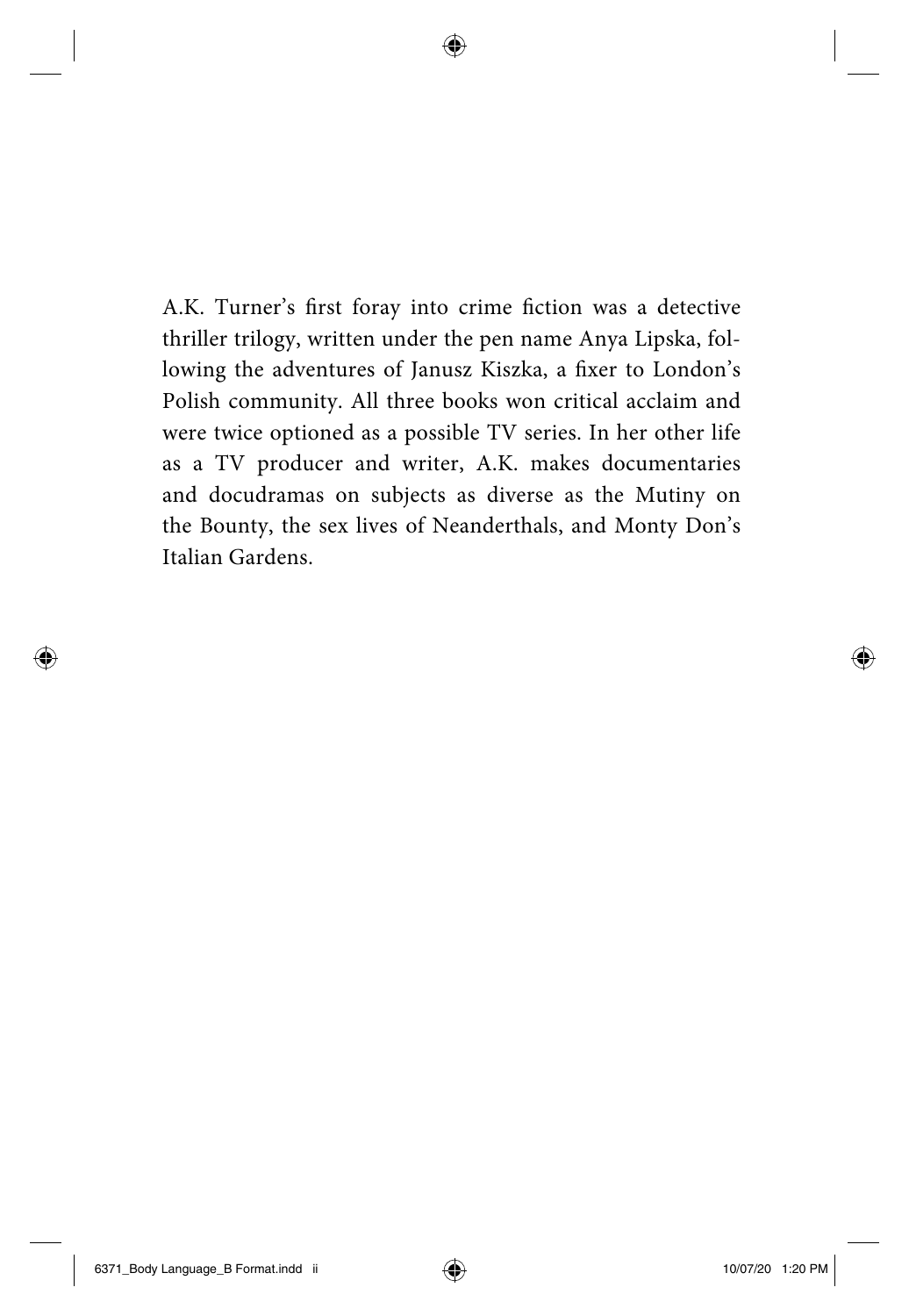A.K. Turner's first foray into crime fiction was a detective thriller trilogy, written under the pen name Anya Lipska, following the adventures of Janusz Kiszka, a fixer to London's Polish community. All three books won critical acclaim and were twice optioned as a possible TV series. In her other life as a TV producer and writer, A.K. makes documentaries and docudramas on subjects as diverse as the Mutiny on the Bounty, the sex lives of Neanderthals, and Monty Don's Italian Gardens.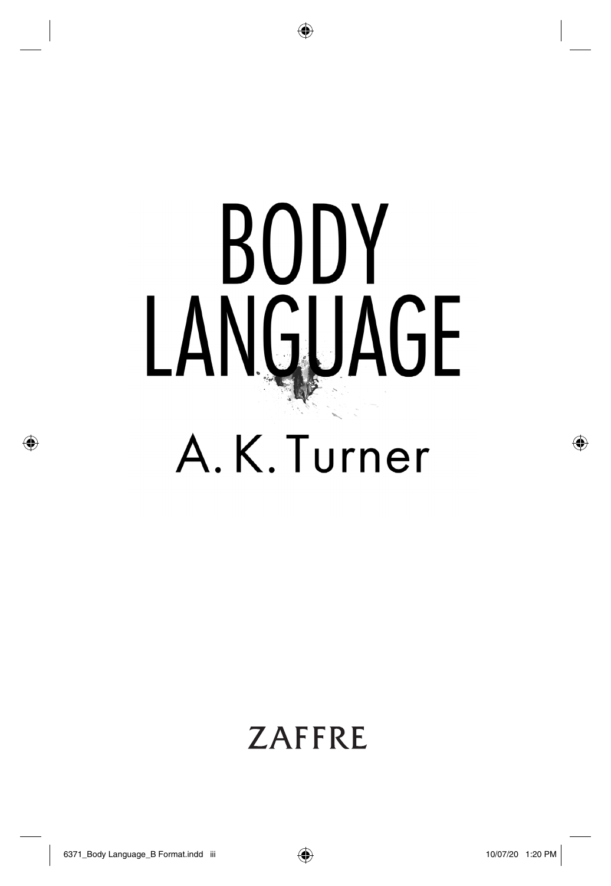# BODY LANGUAGE

A. K. Turner

ZAFFRE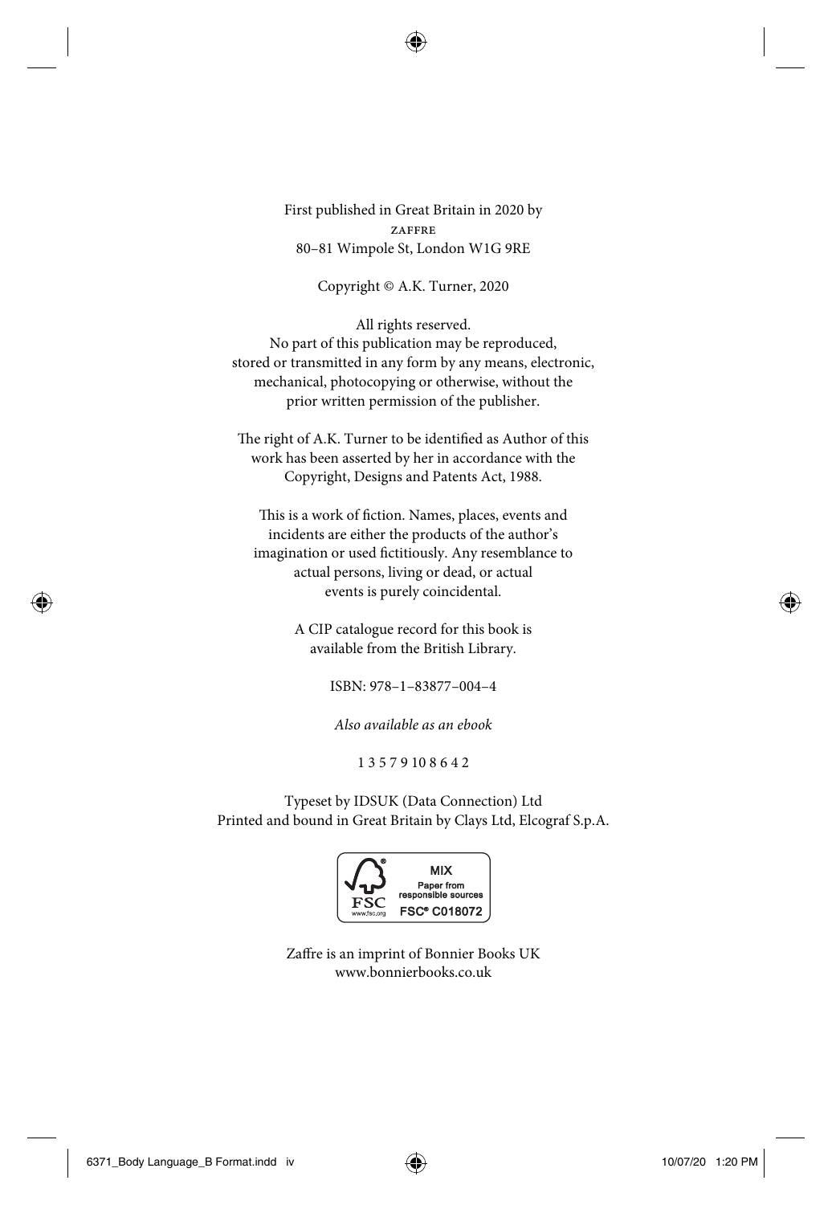First published in Great Britain in 2020 by
ZAFFRE
80–81 Wimpole St, London W1G 9RE

Copyright © A.K. Turner, 2020

All rights reserved.
No part of this publication may be reproduced, stored or transmitted in any form by any means, electronic, mechanical, photocopying or otherwise, without the prior written permission of the publisher.

The right of A.K. Turner to be identified as Author of this work has been asserted by her in accordance with the Copyright, Designs and Patents Act, 1988.

This is a work of fiction. Names, places, events and incidents are either the products of the author's imagination or used fictitiously. Any resemblance to actual persons, living or dead, or actual events is purely coincidental.

A CIP catalogue record for this book is available from the British Library.

ISBN: 978–1–83877–004–4

*Also available as an ebook*

1 3 5 7 9 10 8 6 4 2

Typeset by IDSUK (Data Connection) Ltd
Printed and bound in Great Britain by Clays Ltd, Elcograf S.p.A.

FSC www.fsc.org MIX Paper from responsible sources FSC® C018072

Zaffre is an imprint of Bonnier Books UK
www.bonnierbooks.co.uk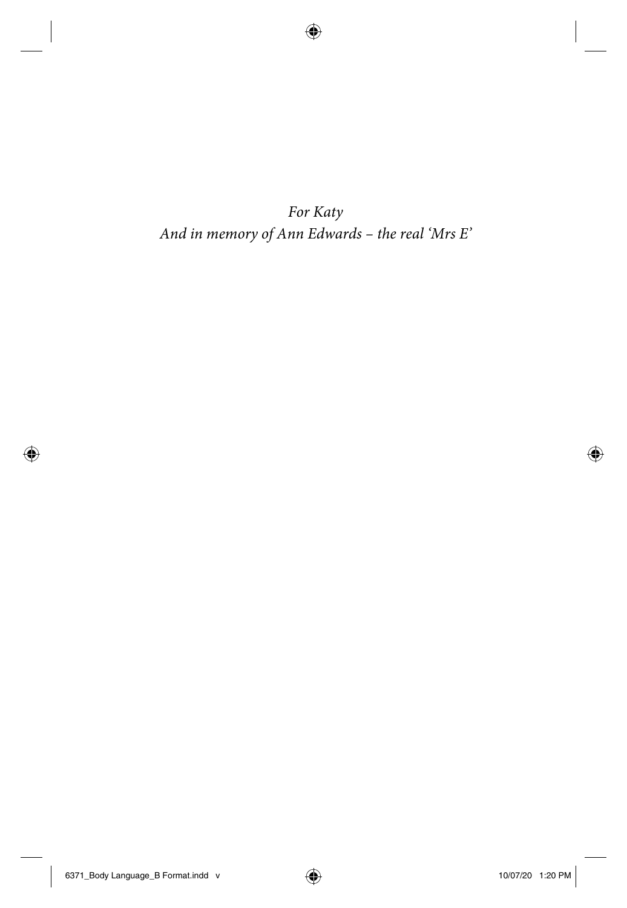*For Katy*
*And in memory of Ann Edwards – the real 'Mrs E'*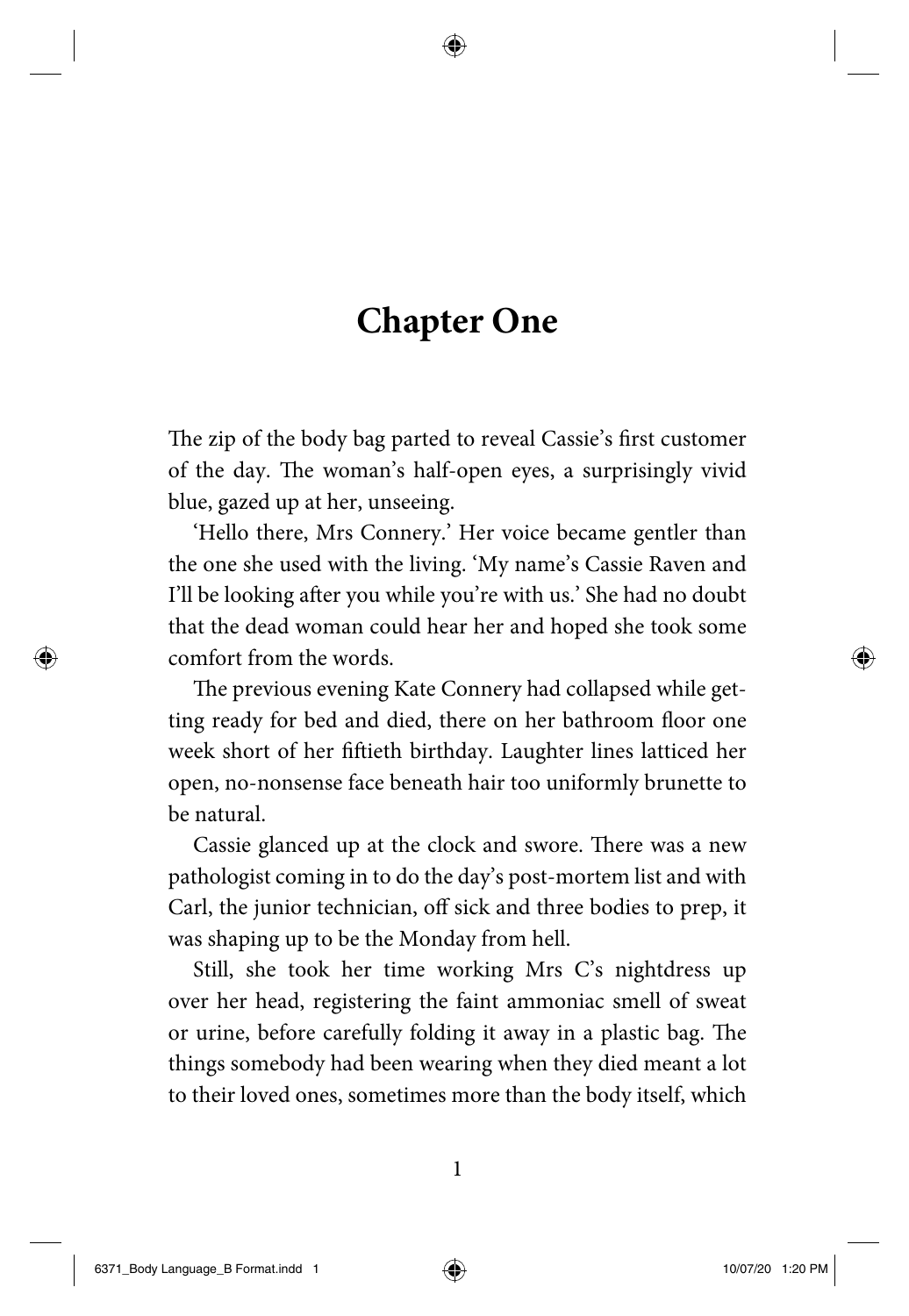# Chapter One

The zip of the body bag parted to reveal Cassie's first customer of the day. The woman's half-open eyes, a surprisingly vivid blue, gazed up at her, unseeing.

'Hello there, Mrs Connery.' Her voice became gentler than the one she used with the living. 'My name's Cassie Raven and I'll be looking after you while you're with us.' She had no doubt that the dead woman could hear her and hoped she took some comfort from the words.

The previous evening Kate Connery had collapsed while getting ready for bed and died, there on her bathroom floor one week short of her fiftieth birthday. Laughter lines latticed her open, no-nonsense face beneath hair too uniformly brunette to be natural.

Cassie glanced up at the clock and swore. There was a new pathologist coming in to do the day's post-mortem list and with Carl, the junior technician, off sick and three bodies to prep, it was shaping up to be the Monday from hell.

Still, she took her time working Mrs C's nightdress up over her head, registering the faint ammoniac smell of sweat or urine, before carefully folding it away in a plastic bag. The things somebody had been wearing when they died meant a lot to their loved ones, sometimes more than the body itself, which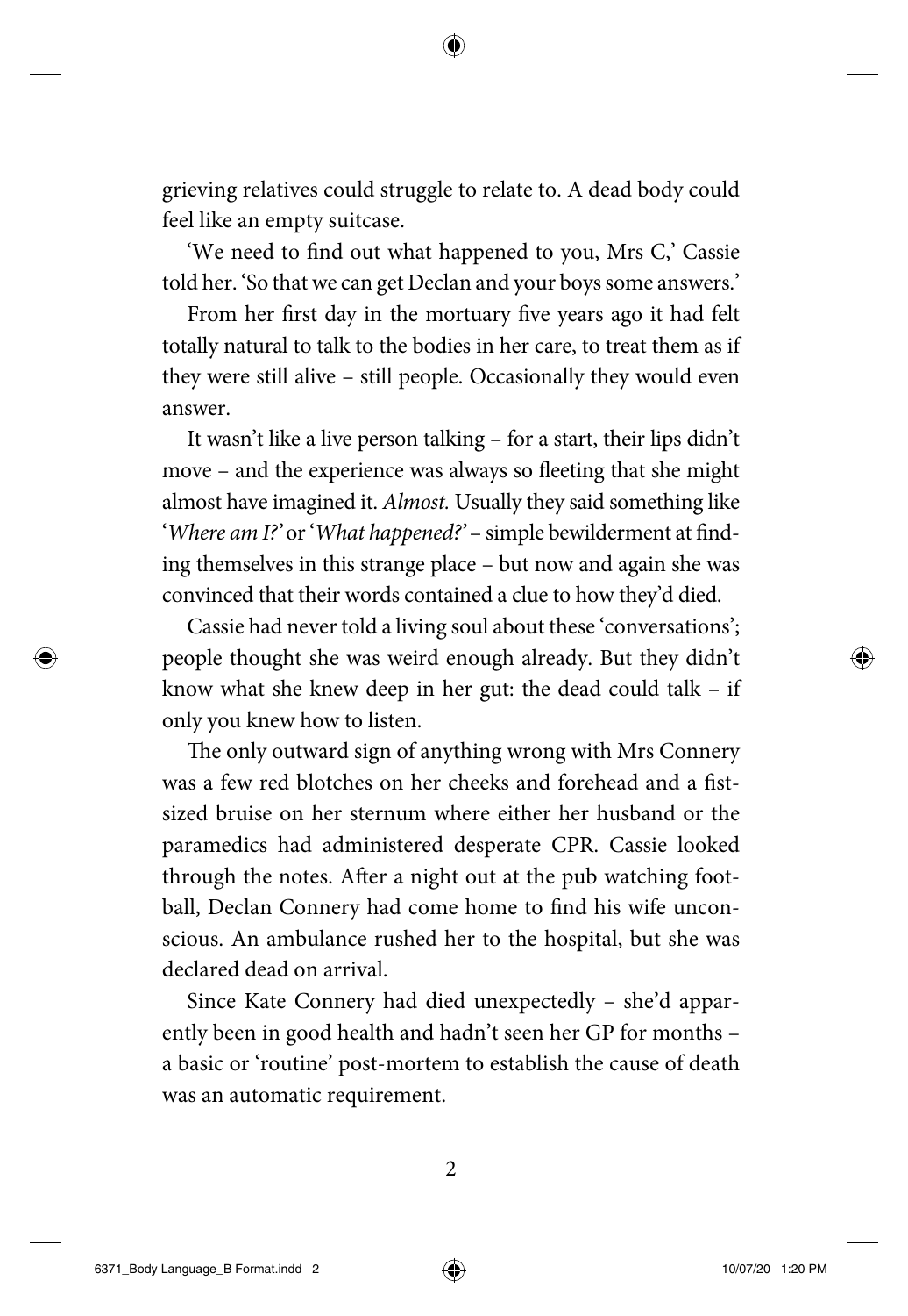grieving relatives could struggle to relate to. A dead body could feel like an empty suitcase.

'We need to find out what happened to you, Mrs C,' Cassie told her. 'So that we can get Declan and your boys some answers.'

From her first day in the mortuary five years ago it had felt totally natural to talk to the bodies in her care, to treat them as if they were still alive – still people. Occasionally they would even answer.

It wasn't like a live person talking – for a start, their lips didn't move – and the experience was always so fleeting that she might almost have imagined it. *Almost.* Usually they said something like '*Where am I?*' or '*What happened?*' – simple bewilderment at finding themselves in this strange place – but now and again she was convinced that their words contained a clue to how they'd died.

Cassie had never told a living soul about these 'conversations'; people thought she was weird enough already. But they didn't know what she knew deep in her gut: the dead could talk – if only you knew how to listen.

The only outward sign of anything wrong with Mrs Connery was a few red blotches on her cheeks and forehead and a fist-sized bruise on her sternum where either her husband or the paramedics had administered desperate CPR. Cassie looked through the notes. After a night out at the pub watching football, Declan Connery had come home to find his wife unconscious. An ambulance rushed her to the hospital, but she was declared dead on arrival.

Since Kate Connery had died unexpectedly – she'd apparently been in good health and hadn't seen her GP for months – a basic or 'routine' post-mortem to establish the cause of death was an automatic requirement.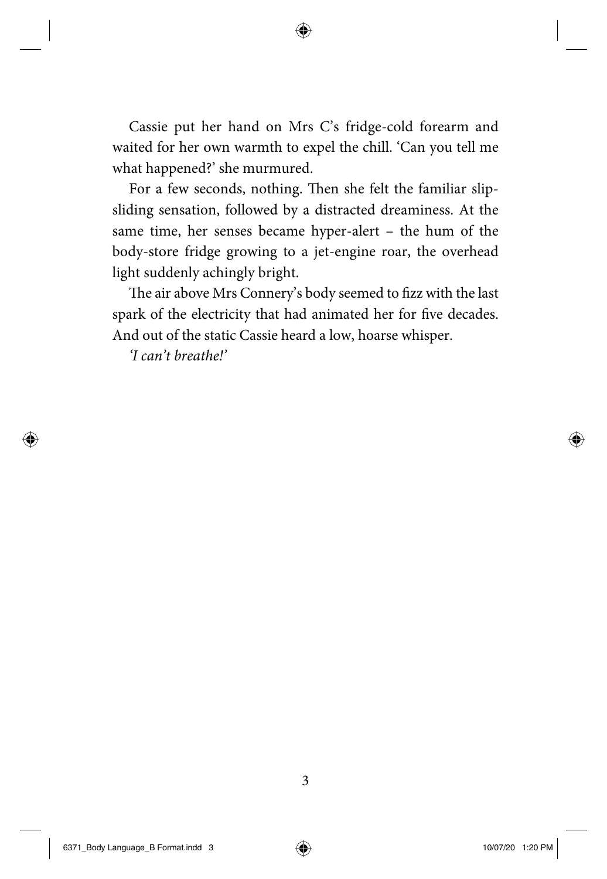Cassie put her hand on Mrs C's fridge-cold forearm and waited for her own warmth to expel the chill. 'Can you tell me what happened?' she murmured.

For a few seconds, nothing. Then she felt the familiar slip-sliding sensation, followed by a distracted dreaminess. At the same time, her senses became hyper-alert – the hum of the body-store fridge growing to a jet-engine roar, the overhead light suddenly achingly bright.

The air above Mrs Connery's body seemed to fizz with the last spark of the electricity that had animated her for five decades. And out of the static Cassie heard a low, hoarse whisper.

*'I can't breathe!'*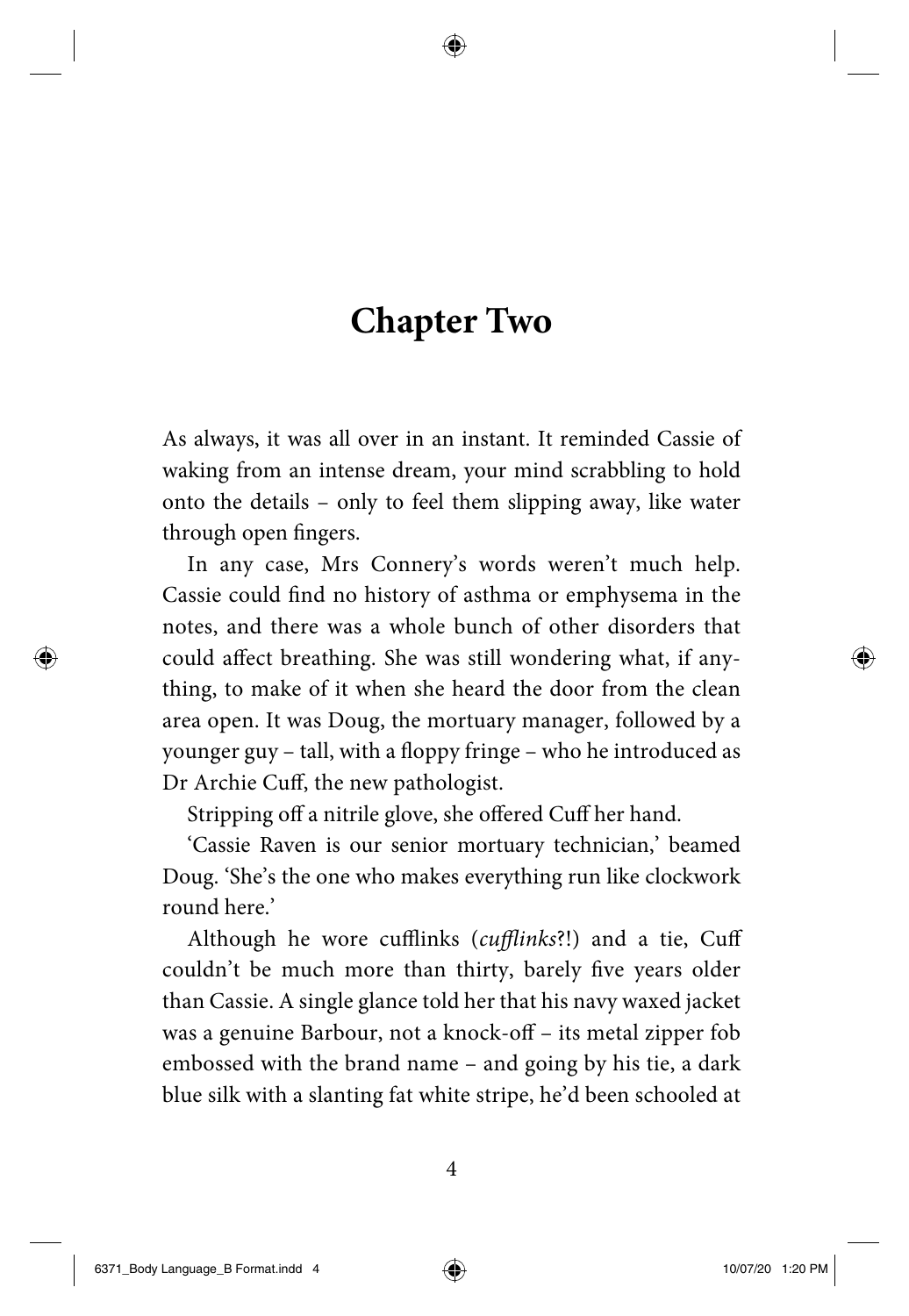# Chapter Two

As always, it was all over in an instant. It reminded Cassie of waking from an intense dream, your mind scrabbling to hold onto the details – only to feel them slipping away, like water through open fingers.

In any case, Mrs Connery's words weren't much help. Cassie could find no history of asthma or emphysema in the notes, and there was a whole bunch of other disorders that could affect breathing. She was still wondering what, if anything, to make of it when she heard the door from the clean area open. It was Doug, the mortuary manager, followed by a younger guy – tall, with a floppy fringe – who he introduced as Dr Archie Cuff, the new pathologist.

Stripping off a nitrile glove, she offered Cuff her hand.

'Cassie Raven is our senior mortuary technician,' beamed Doug. 'She's the one who makes everything run like clockwork round here.'

Although he wore cufflinks (*cufflinks*?!) and a tie, Cuff couldn't be much more than thirty, barely five years older than Cassie. A single glance told her that his navy waxed jacket was a genuine Barbour, not a knock-off – its metal zipper fob embossed with the brand name – and going by his tie, a dark blue silk with a slanting fat white stripe, he'd been schooled at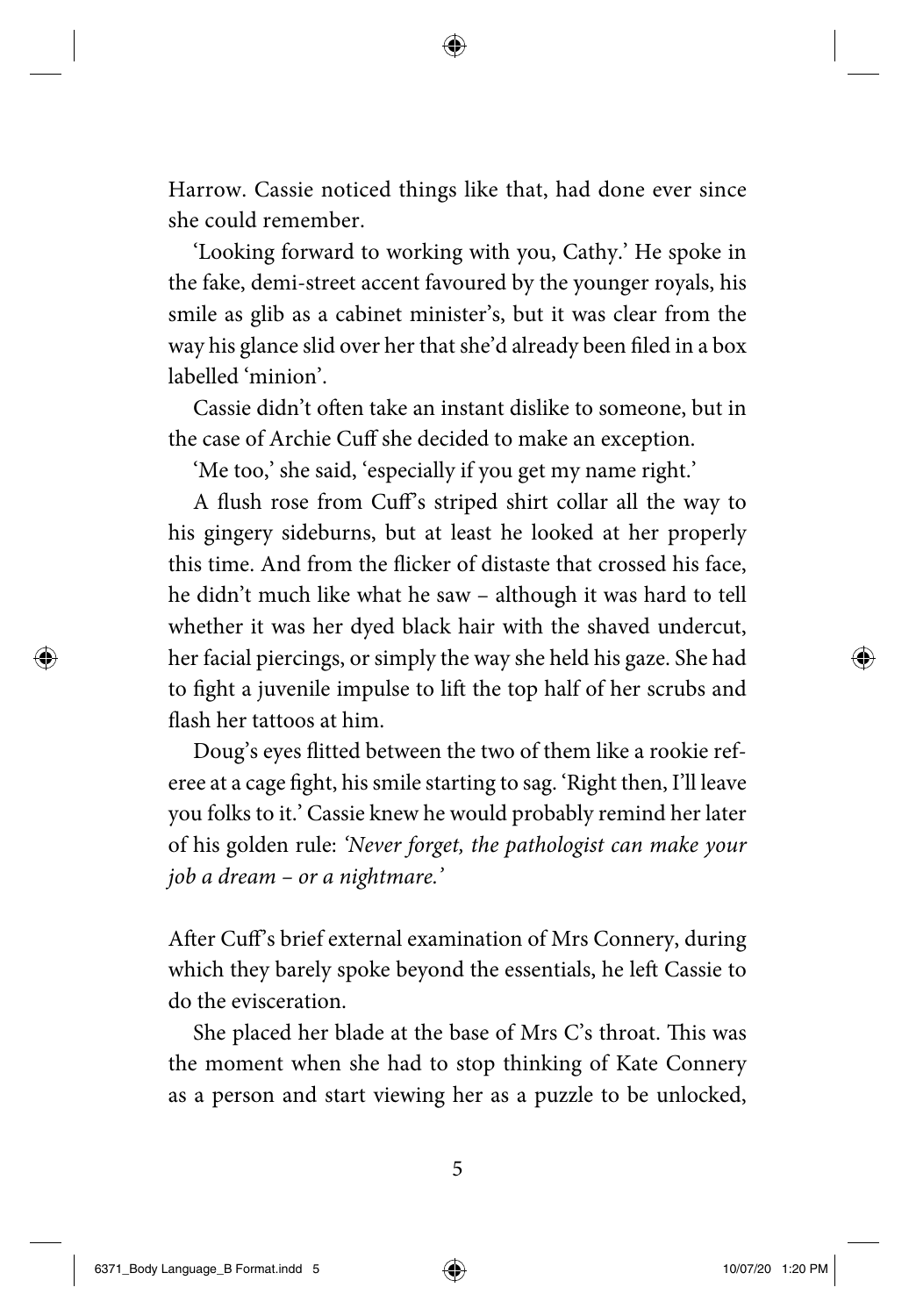Harrow. Cassie noticed things like that, had done ever since she could remember.

'Looking forward to working with you, Cathy.' He spoke in the fake, demi-street accent favoured by the younger royals, his smile as glib as a cabinet minister's, but it was clear from the way his glance slid over her that she'd already been filed in a box labelled 'minion'.

Cassie didn't often take an instant dislike to someone, but in the case of Archie Cuff she decided to make an exception.

'Me too,' she said, 'especially if you get my name right.'

A flush rose from Cuff's striped shirt collar all the way to his gingery sideburns, but at least he looked at her properly this time. And from the flicker of distaste that crossed his face, he didn't much like what he saw – although it was hard to tell whether it was her dyed black hair with the shaved undercut, her facial piercings, or simply the way she held his gaze. She had to fight a juvenile impulse to lift the top half of her scrubs and flash her tattoos at him.

Doug's eyes flitted between the two of them like a rookie referee at a cage fight, his smile starting to sag. 'Right then, I'll leave you folks to it.' Cassie knew he would probably remind her later of his golden rule: *'Never forget, the pathologist can make your job a dream – or a nightmare.'*

After Cuff's brief external examination of Mrs Connery, during which they barely spoke beyond the essentials, he left Cassie to do the evisceration.

She placed her blade at the base of Mrs C's throat. This was the moment when she had to stop thinking of Kate Connery as a person and start viewing her as a puzzle to be unlocked,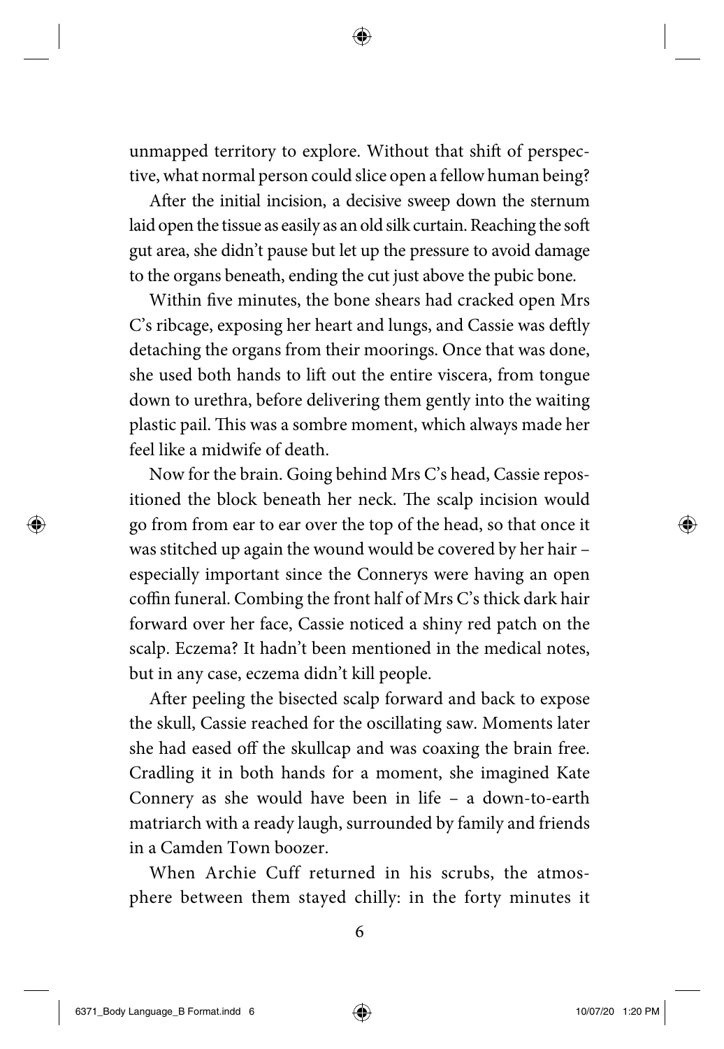unmapped territory to explore. Without that shift of perspective, what normal person could slice open a fellow human being?

After the initial incision, a decisive sweep down the sternum laid open the tissue as easily as an old silk curtain. Reaching the soft gut area, she didn't pause but let up the pressure to avoid damage to the organs beneath, ending the cut just above the pubic bone.

Within five minutes, the bone shears had cracked open Mrs C's ribcage, exposing her heart and lungs, and Cassie was deftly detaching the organs from their moorings. Once that was done, she used both hands to lift out the entire viscera, from tongue down to urethra, before delivering them gently into the waiting plastic pail. This was a sombre moment, which always made her feel like a midwife of death.

Now for the brain. Going behind Mrs C's head, Cassie repositioned the block beneath her neck. The scalp incision would go from from ear to ear over the top of the head, so that once it was stitched up again the wound would be covered by her hair – especially important since the Connerys were having an open coffin funeral. Combing the front half of Mrs C's thick dark hair forward over her face, Cassie noticed a shiny red patch on the scalp. Eczema? It hadn't been mentioned in the medical notes, but in any case, eczema didn't kill people.

After peeling the bisected scalp forward and back to expose the skull, Cassie reached for the oscillating saw. Moments later she had eased off the skullcap and was coaxing the brain free. Cradling it in both hands for a moment, she imagined Kate Connery as she would have been in life – a down-to-earth matriarch with a ready laugh, surrounded by family and friends in a Camden Town boozer.

When Archie Cuff returned in his scrubs, the atmosphere between them stayed chilly: in the forty minutes it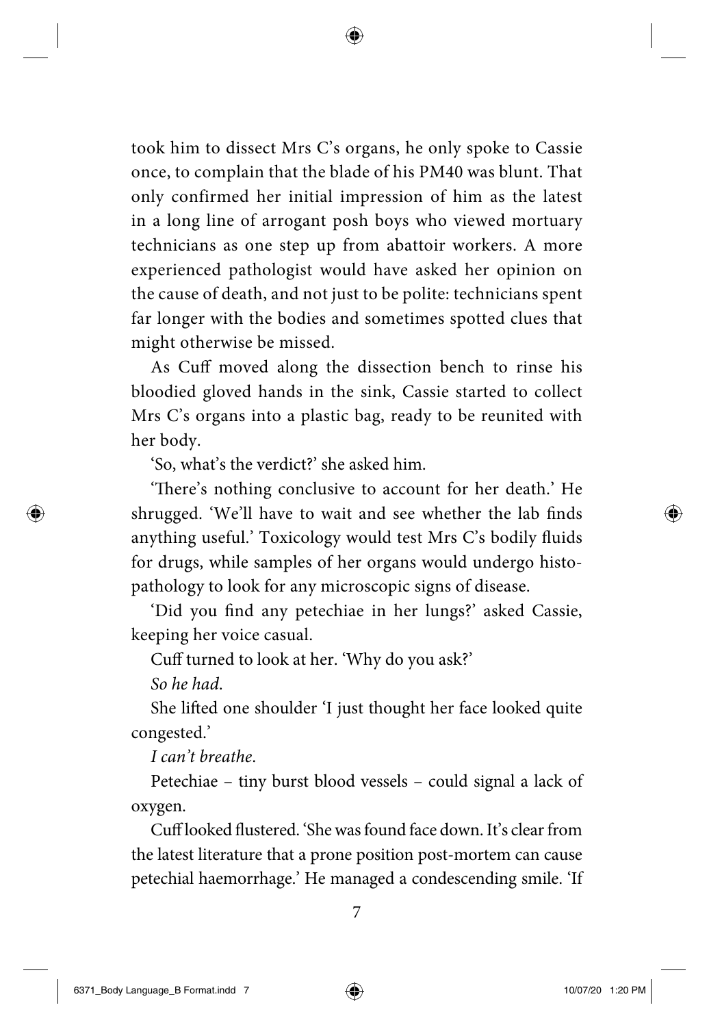took him to dissect Mrs C's organs, he only spoke to Cassie once, to complain that the blade of his PM40 was blunt. That only confirmed her initial impression of him as the latest in a long line of arrogant posh boys who viewed mortuary technicians as one step up from abattoir workers. A more experienced pathologist would have asked her opinion on the cause of death, and not just to be polite: technicians spent far longer with the bodies and sometimes spotted clues that might otherwise be missed.

As Cuff moved along the dissection bench to rinse his bloodied gloved hands in the sink, Cassie started to collect Mrs C's organs into a plastic bag, ready to be reunited with her body.

'So, what's the verdict?' she asked him.

'There's nothing conclusive to account for her death.' He shrugged. 'We'll have to wait and see whether the lab finds anything useful.' Toxicology would test Mrs C's bodily fluids for drugs, while samples of her organs would undergo histopathology to look for any microscopic signs of disease.

'Did you find any petechiae in her lungs?' asked Cassie, keeping her voice casual.

Cuff turned to look at her. 'Why do you ask?'

*So he had.*

She lifted one shoulder 'I just thought her face looked quite congested.'

*I can't breathe.*

Petechiae – tiny burst blood vessels – could signal a lack of oxygen.

Cuff looked flustered. 'She was found face down. It's clear from the latest literature that a prone position post-mortem can cause petechial haemorrhage.' He managed a condescending smile. 'If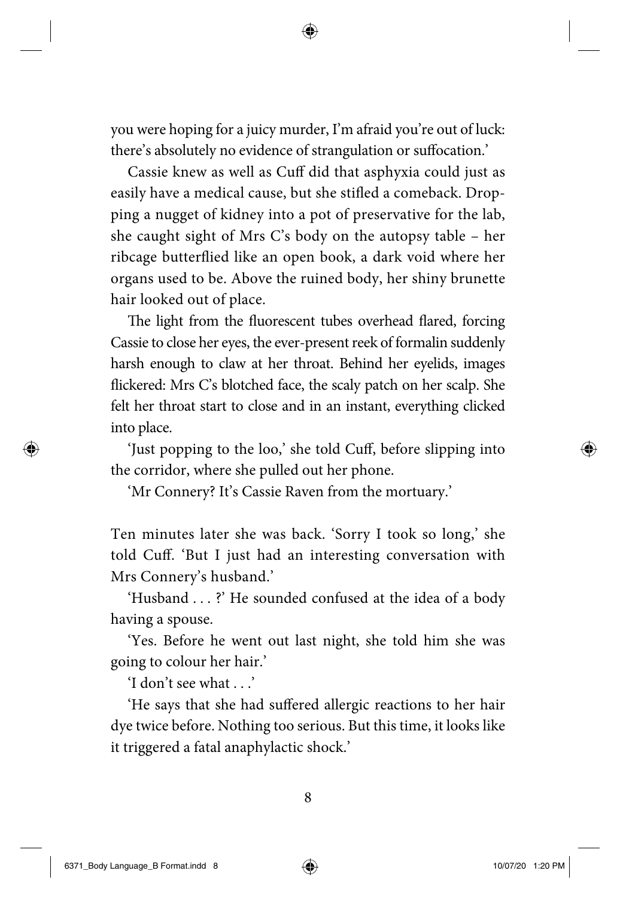you were hoping for a juicy murder, I'm afraid you're out of luck: there's absolutely no evidence of strangulation or suffocation.'

Cassie knew as well as Cuff did that asphyxia could just as easily have a medical cause, but she stifled a comeback. Dropping a nugget of kidney into a pot of preservative for the lab, she caught sight of Mrs C's body on the autopsy table – her ribcage butterflied like an open book, a dark void where her organs used to be. Above the ruined body, her shiny brunette hair looked out of place.

The light from the fluorescent tubes overhead flared, forcing Cassie to close her eyes, the ever-present reek of formalin suddenly harsh enough to claw at her throat. Behind her eyelids, images flickered: Mrs C's blotched face, the scaly patch on her scalp. She felt her throat start to close and in an instant, everything clicked into place.

'Just popping to the loo,' she told Cuff, before slipping into the corridor, where she pulled out her phone.

'Mr Connery? It's Cassie Raven from the mortuary.'

Ten minutes later she was back. 'Sorry I took so long,' she told Cuff. 'But I just had an interesting conversation with Mrs Connery's husband.'

'Husband . . . ?' He sounded confused at the idea of a body having a spouse.

'Yes. Before he went out last night, she told him she was going to colour her hair.'

'I don't see what . . .'

'He says that she had suffered allergic reactions to her hair dye twice before. Nothing too serious. But this time, it looks like it triggered a fatal anaphylactic shock.'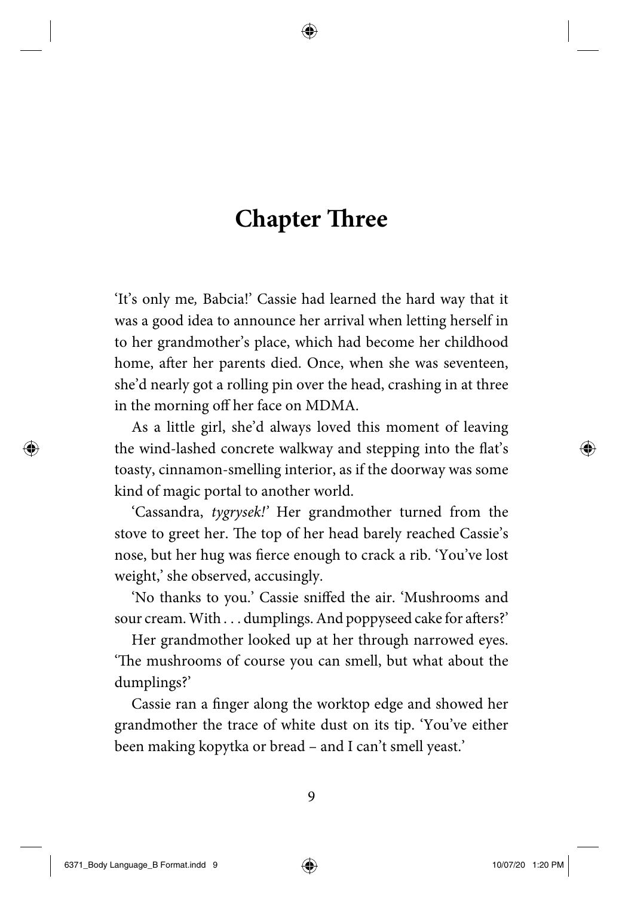# Chapter Three

'It's only me, Babcia!' Cassie had learned the hard way that it was a good idea to announce her arrival when letting herself in to her grandmother's place, which had become her childhood home, after her parents died. Once, when she was seventeen, she'd nearly got a rolling pin over the head, crashing in at three in the morning off her face on MDMA.

As a little girl, she'd always loved this moment of leaving the wind-lashed concrete walkway and stepping into the flat's toasty, cinnamon-smelling interior, as if the doorway was some kind of magic portal to another world.

'Cassandra, *tygrysek!*' Her grandmother turned from the stove to greet her. The top of her head barely reached Cassie's nose, but her hug was fierce enough to crack a rib. 'You've lost weight,' she observed, accusingly.

'No thanks to you.' Cassie sniffed the air. 'Mushrooms and sour cream. With . . . dumplings. And poppyseed cake for afters?'

Her grandmother looked up at her through narrowed eyes. 'The mushrooms of course you can smell, but what about the dumplings?'

Cassie ran a finger along the worktop edge and showed her grandmother the trace of white dust on its tip. 'You've either been making kopytka or bread – and I can't smell yeast.'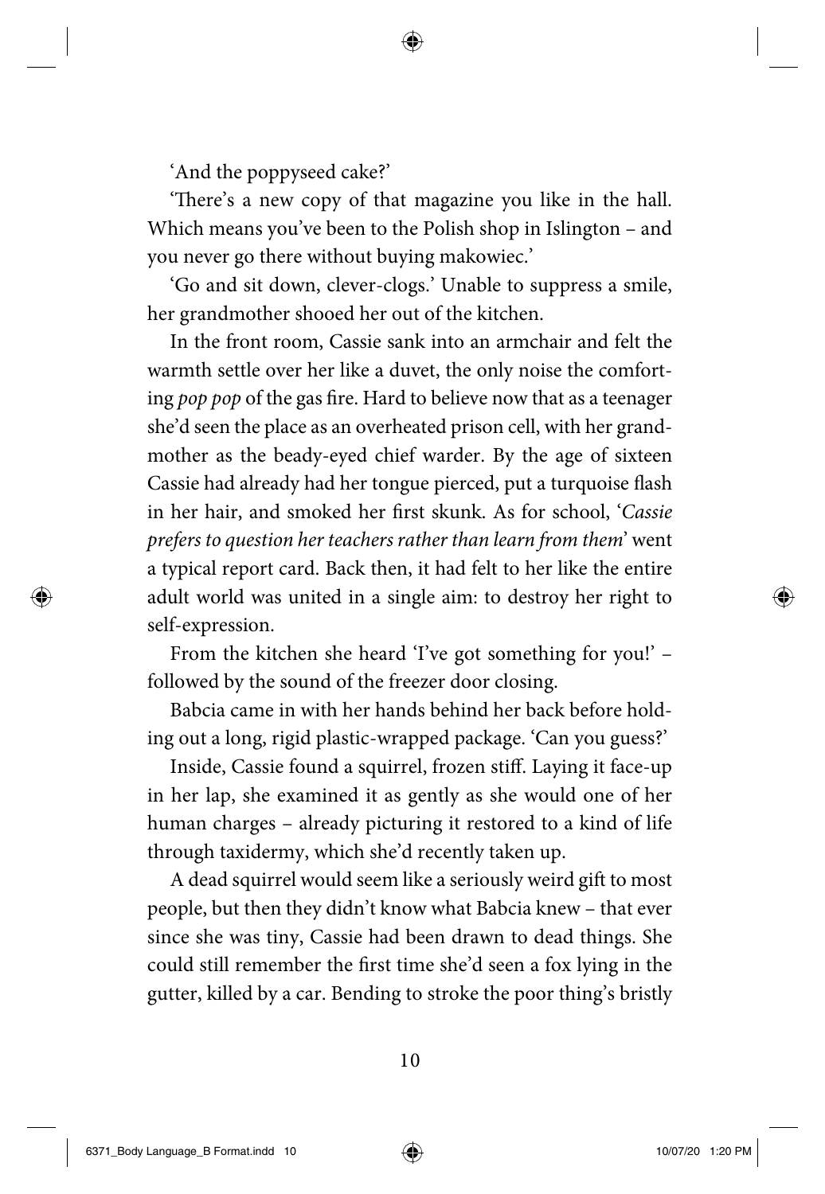'And the poppyseed cake?'

'There's a new copy of that magazine you like in the hall. Which means you've been to the Polish shop in Islington – and you never go there without buying makowiec.'

'Go and sit down, clever-clogs.' Unable to suppress a smile, her grandmother shooed her out of the kitchen.

In the front room, Cassie sank into an armchair and felt the warmth settle over her like a duvet, the only noise the comforting *pop pop* of the gas fire. Hard to believe now that as a teenager she'd seen the place as an overheated prison cell, with her grandmother as the beady-eyed chief warder. By the age of sixteen Cassie had already had her tongue pierced, put a turquoise flash in her hair, and smoked her first skunk. As for school, '*Cassie prefers to question her teachers rather than learn from them*' went a typical report card. Back then, it had felt to her like the entire adult world was united in a single aim: to destroy her right to self-expression.

From the kitchen she heard 'I've got something for you!' – followed by the sound of the freezer door closing.

Babcia came in with her hands behind her back before holding out a long, rigid plastic-wrapped package. 'Can you guess?'

Inside, Cassie found a squirrel, frozen stiff. Laying it face-up in her lap, she examined it as gently as she would one of her human charges – already picturing it restored to a kind of life through taxidermy, which she'd recently taken up.

A dead squirrel would seem like a seriously weird gift to most people, but then they didn't know what Babcia knew – that ever since she was tiny, Cassie had been drawn to dead things. She could still remember the first time she'd seen a fox lying in the gutter, killed by a car. Bending to stroke the poor thing's bristly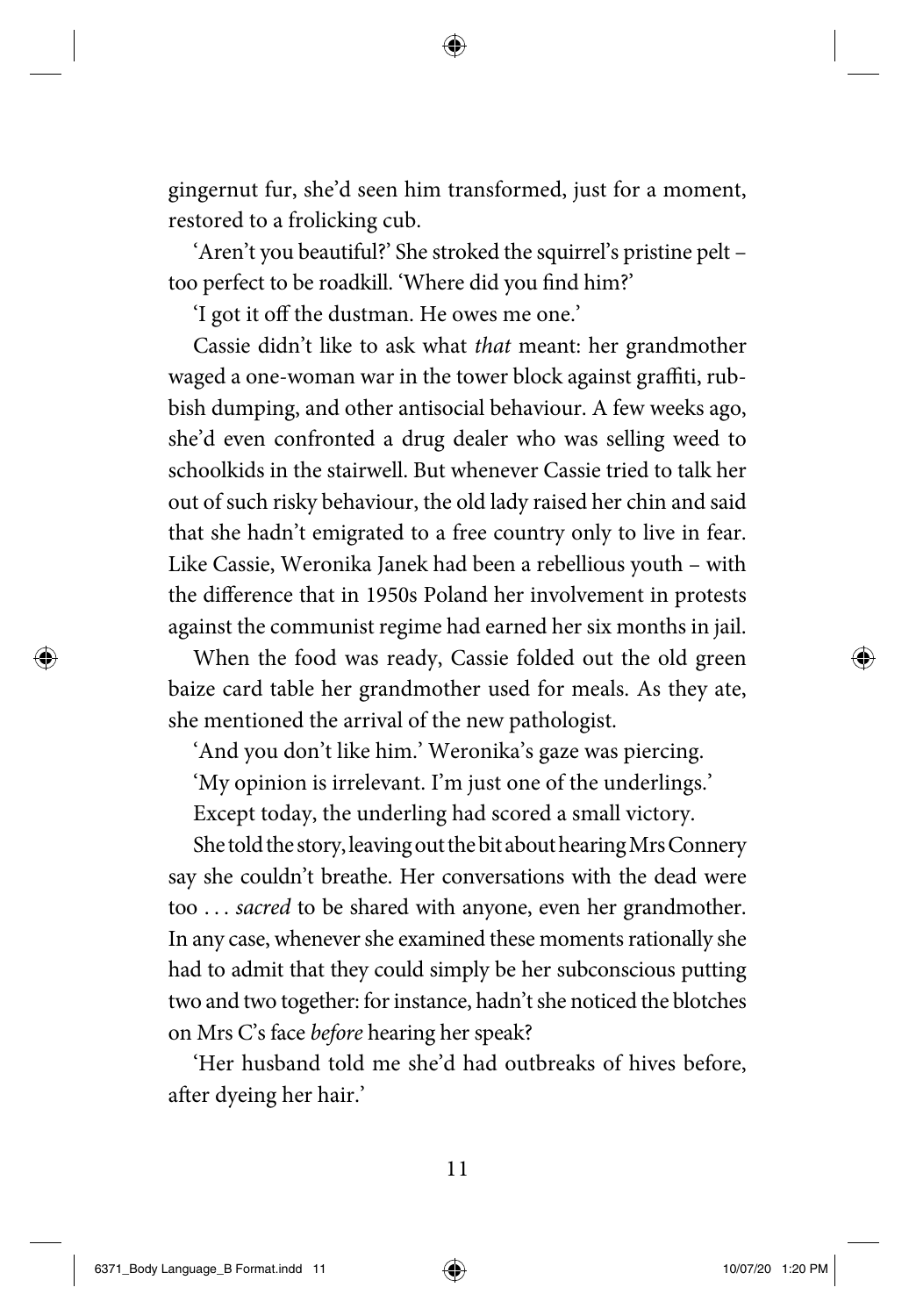gingernut fur, she'd seen him transformed, just for a moment, restored to a frolicking cub.

'Aren't you beautiful?' She stroked the squirrel's pristine pelt – too perfect to be roadkill. 'Where did you find him?'

'I got it off the dustman. He owes me one.'

Cassie didn't like to ask what *that* meant: her grandmother waged a one-woman war in the tower block against graffiti, rubbish dumping, and other antisocial behaviour. A few weeks ago, she'd even confronted a drug dealer who was selling weed to schoolkids in the stairwell. But whenever Cassie tried to talk her out of such risky behaviour, the old lady raised her chin and said that she hadn't emigrated to a free country only to live in fear. Like Cassie, Weronika Janek had been a rebellious youth – with the difference that in 1950s Poland her involvement in protests against the communist regime had earned her six months in jail.

When the food was ready, Cassie folded out the old green baize card table her grandmother used for meals. As they ate, she mentioned the arrival of the new pathologist.

'And you don't like him.' Weronika's gaze was piercing.

'My opinion is irrelevant. I'm just one of the underlings.'

Except today, the underling had scored a small victory.

She told the story, leaving out the bit about hearing Mrs Connery say she couldn't breathe. Her conversations with the dead were too . . . *sacred* to be shared with anyone, even her grandmother. In any case, whenever she examined these moments rationally she had to admit that they could simply be her subconscious putting two and two together: for instance, hadn't she noticed the blotches on Mrs C's face *before* hearing her speak?

'Her husband told me she'd had outbreaks of hives before, after dyeing her hair.'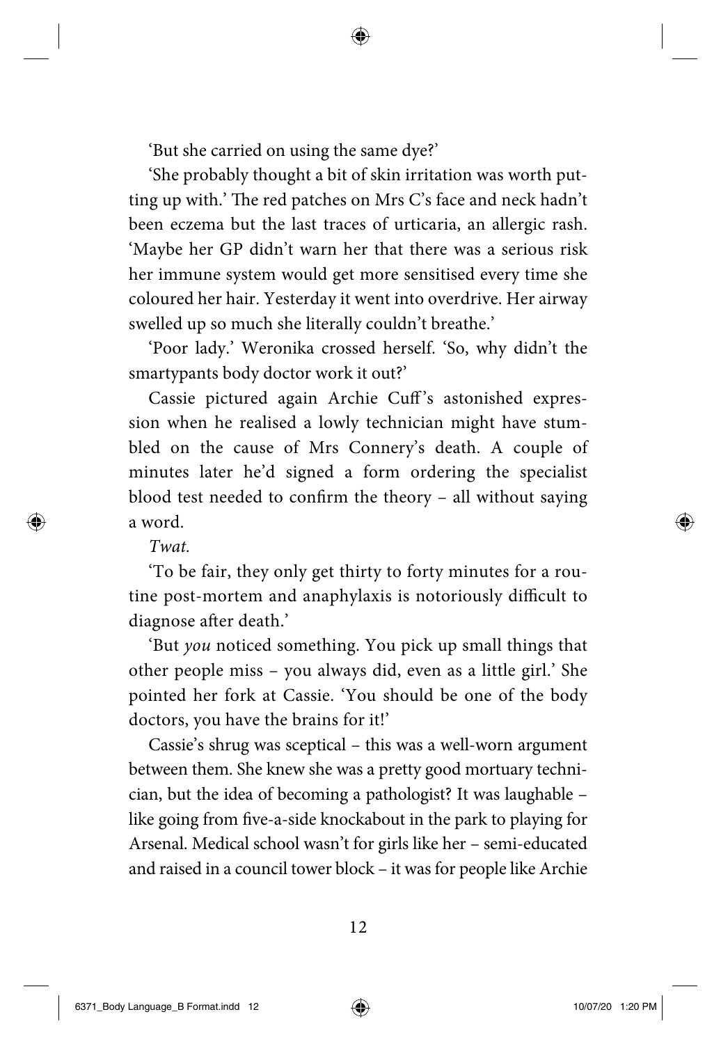'But she carried on using the same dye?'

'She probably thought a bit of skin irritation was worth putting up with.' The red patches on Mrs C's face and neck hadn't been eczema but the last traces of urticaria, an allergic rash. 'Maybe her GP didn't warn her that there was a serious risk her immune system would get more sensitised every time she coloured her hair. Yesterday it went into overdrive. Her airway swelled up so much she literally couldn't breathe.'

'Poor lady.' Weronika crossed herself. 'So, why didn't the smartypants body doctor work it out?'

Cassie pictured again Archie Cuff's astonished expression when he realised a lowly technician might have stumbled on the cause of Mrs Connery's death. A couple of minutes later he'd signed a form ordering the specialist blood test needed to confirm the theory – all without saying a word.

*Twat.*

'To be fair, they only get thirty to forty minutes for a routine post-mortem and anaphylaxis is notoriously difficult to diagnose after death.'

'But *you* noticed something. You pick up small things that other people miss – you always did, even as a little girl.' She pointed her fork at Cassie. 'You should be one of the body doctors, you have the brains for it!'

Cassie's shrug was sceptical – this was a well-worn argument between them. She knew she was a pretty good mortuary technician, but the idea of becoming a pathologist? It was laughable – like going from five-a-side knockabout in the park to playing for Arsenal. Medical school wasn't for girls like her – semi-educated and raised in a council tower block – it was for people like Archie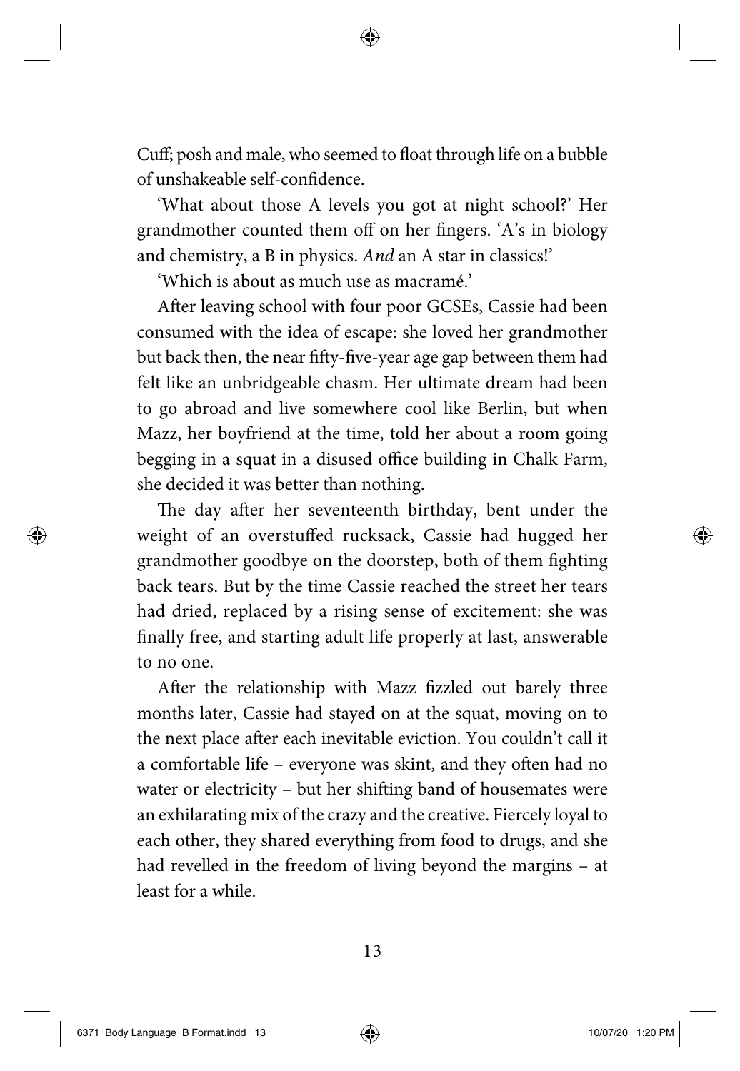Cuff; posh and male, who seemed to float through life on a bubble of unshakeable self-confidence.

'What about those A levels you got at night school?' Her grandmother counted them off on her fingers. 'A's in biology and chemistry, a B in physics. *And* an A star in classics!'

'Which is about as much use as macramé.'

After leaving school with four poor GCSEs, Cassie had been consumed with the idea of escape: she loved her grandmother but back then, the near fifty-five-year age gap between them had felt like an unbridgeable chasm. Her ultimate dream had been to go abroad and live somewhere cool like Berlin, but when Mazz, her boyfriend at the time, told her about a room going begging in a squat in a disused office building in Chalk Farm, she decided it was better than nothing.

The day after her seventeenth birthday, bent under the weight of an overstuffed rucksack, Cassie had hugged her grandmother goodbye on the doorstep, both of them fighting back tears. But by the time Cassie reached the street her tears had dried, replaced by a rising sense of excitement: she was finally free, and starting adult life properly at last, answerable to no one.

After the relationship with Mazz fizzled out barely three months later, Cassie had stayed on at the squat, moving on to the next place after each inevitable eviction. You couldn't call it a comfortable life – everyone was skint, and they often had no water or electricity – but her shifting band of housemates were an exhilarating mix of the crazy and the creative. Fiercely loyal to each other, they shared everything from food to drugs, and she had revelled in the freedom of living beyond the margins – at least for a while.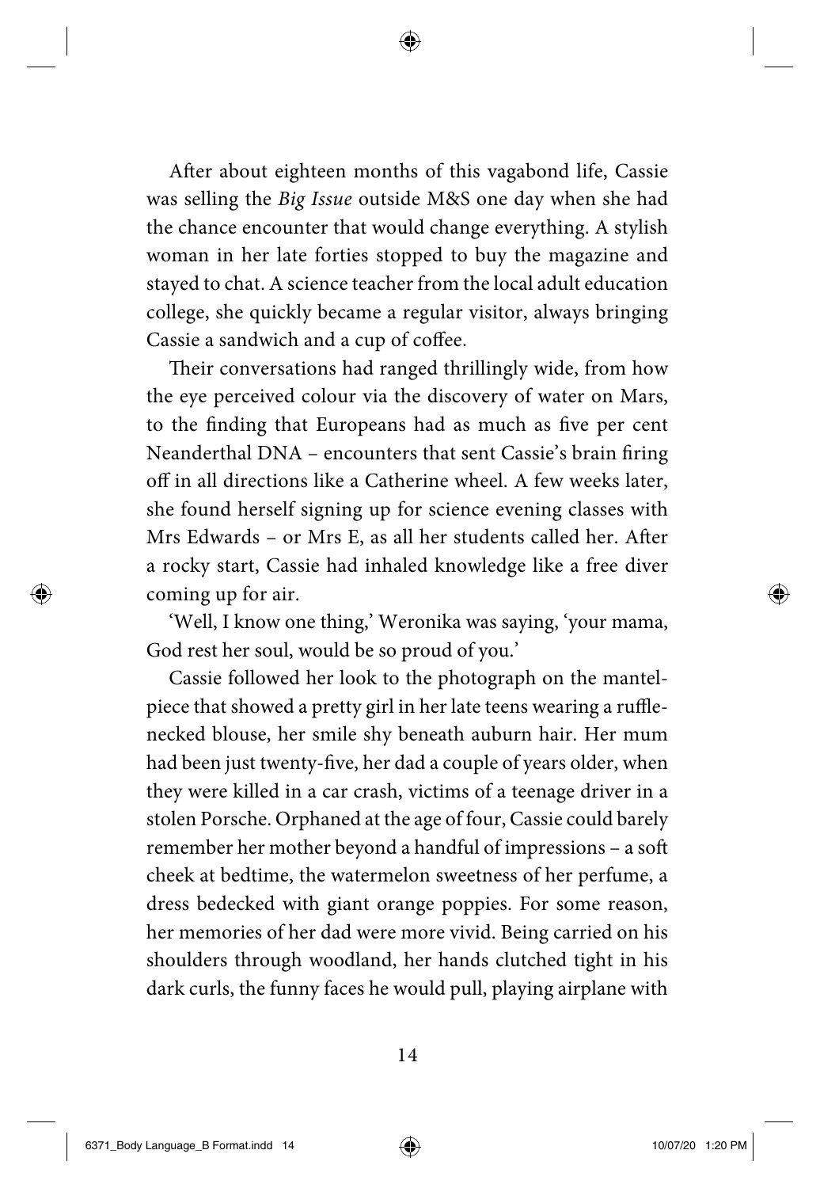After about eighteen months of this vagabond life, Cassie was selling the *Big Issue* outside M&S one day when she had the chance encounter that would change everything. A stylish woman in her late forties stopped to buy the magazine and stayed to chat. A science teacher from the local adult education college, she quickly became a regular visitor, always bringing Cassie a sandwich and a cup of coffee.

Their conversations had ranged thrillingly wide, from how the eye perceived colour via the discovery of water on Mars, to the finding that Europeans had as much as five per cent Neanderthal DNA – encounters that sent Cassie's brain firing off in all directions like a Catherine wheel. A few weeks later, she found herself signing up for science evening classes with Mrs Edwards – or Mrs E, as all her students called her. After a rocky start, Cassie had inhaled knowledge like a free diver coming up for air.

'Well, I know one thing,' Weronika was saying, 'your mama, God rest her soul, would be so proud of you.'

Cassie followed her look to the photograph on the mantelpiece that showed a pretty girl in her late teens wearing a ruffle-necked blouse, her smile shy beneath auburn hair. Her mum had been just twenty-five, her dad a couple of years older, when they were killed in a car crash, victims of a teenage driver in a stolen Porsche. Orphaned at the age of four, Cassie could barely remember her mother beyond a handful of impressions – a soft cheek at bedtime, the watermelon sweetness of her perfume, a dress bedecked with giant orange poppies. For some reason, her memories of her dad were more vivid. Being carried on his shoulders through woodland, her hands clutched tight in his dark curls, the funny faces he would pull, playing airplane with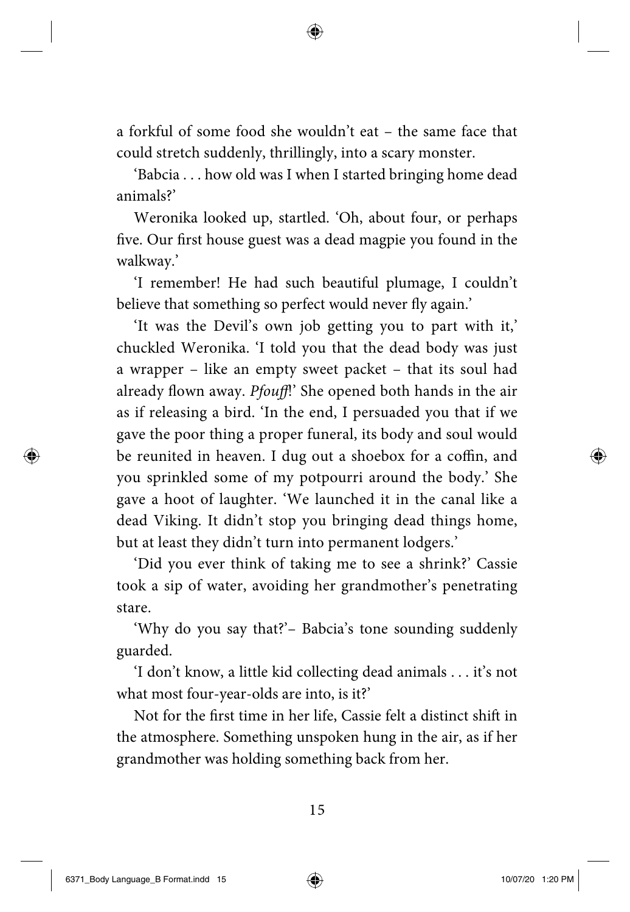a forkful of some food she wouldn't eat – the same face that could stretch suddenly, thrillingly, into a scary monster.

'Babcia . . . how old was I when I started bringing home dead animals?'

Weronika looked up, startled. 'Oh, about four, or perhaps five. Our first house guest was a dead magpie you found in the walkway.'

'I remember! He had such beautiful plumage, I couldn't believe that something so perfect would never fly again.'

'It was the Devil's own job getting you to part with it,' chuckled Weronika. 'I told you that the dead body was just a wrapper – like an empty sweet packet – that its soul had already flown away. *Pfouff*!' She opened both hands in the air as if releasing a bird. 'In the end, I persuaded you that if we gave the poor thing a proper funeral, its body and soul would be reunited in heaven. I dug out a shoebox for a coffin, and you sprinkled some of my potpourri around the body.' She gave a hoot of laughter. 'We launched it in the canal like a dead Viking. It didn't stop you bringing dead things home, but at least they didn't turn into permanent lodgers.'

'Did you ever think of taking me to see a shrink?' Cassie took a sip of water, avoiding her grandmother's penetrating stare.

'Why do you say that?'– Babcia's tone sounding suddenly guarded.

'I don't know, a little kid collecting dead animals . . . it's not what most four-year-olds are into, is it?'

Not for the first time in her life, Cassie felt a distinct shift in the atmosphere. Something unspoken hung in the air, as if her grandmother was holding something back from her.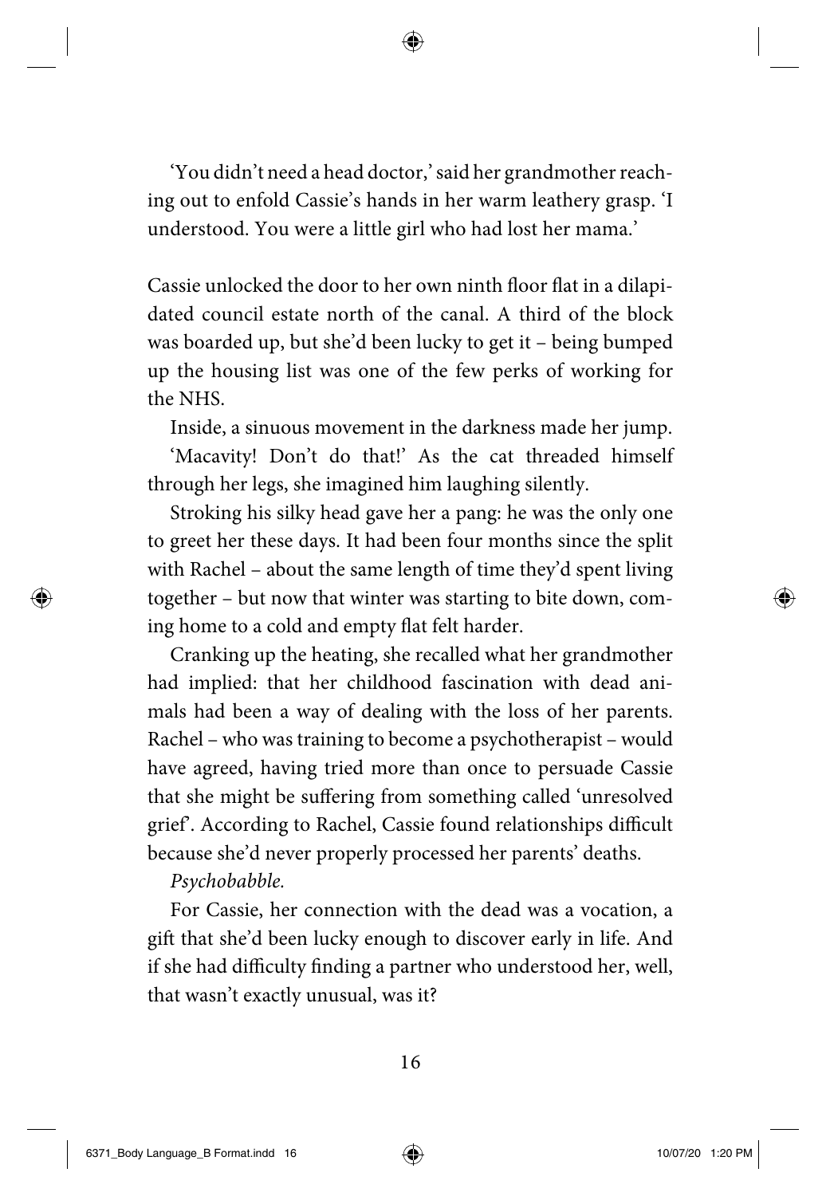'You didn't need a head doctor,' said her grandmother reaching out to enfold Cassie's hands in her warm leathery grasp. 'I understood. You were a little girl who had lost her mama.'

Cassie unlocked the door to her own ninth floor flat in a dilapidated council estate north of the canal. A third of the block was boarded up, but she'd been lucky to get it – being bumped up the housing list was one of the few perks of working for the NHS.

Inside, a sinuous movement in the darkness made her jump.

'Macavity! Don't do that!' As the cat threaded himself through her legs, she imagined him laughing silently.

Stroking his silky head gave her a pang: he was the only one to greet her these days. It had been four months since the split with Rachel – about the same length of time they'd spent living together – but now that winter was starting to bite down, coming home to a cold and empty flat felt harder.

Cranking up the heating, she recalled what her grandmother had implied: that her childhood fascination with dead animals had been a way of dealing with the loss of her parents. Rachel – who was training to become a psychotherapist – would have agreed, having tried more than once to persuade Cassie that she might be suffering from something called 'unresolved grief'. According to Rachel, Cassie found relationships difficult because she'd never properly processed her parents' deaths.

*Psychobabble.*

For Cassie, her connection with the dead was a vocation, a gift that she'd been lucky enough to discover early in life. And if she had difficulty finding a partner who understood her, well, that wasn't exactly unusual, was it?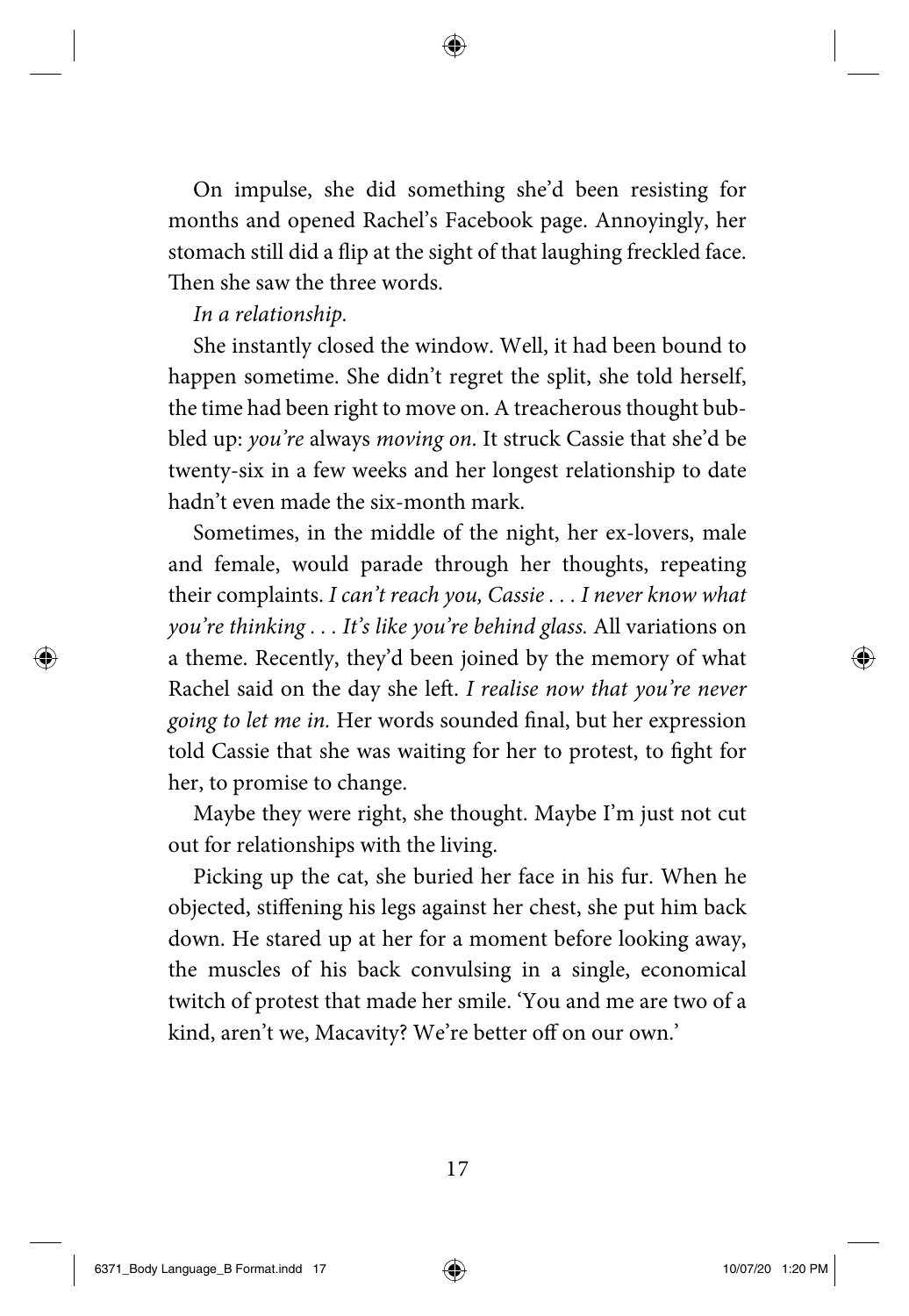On impulse, she did something she'd been resisting for months and opened Rachel's Facebook page. Annoyingly, her stomach still did a flip at the sight of that laughing freckled face. Then she saw the three words.

*In a relationship*.

She instantly closed the window. Well, it had been bound to happen sometime. She didn't regret the split, she told herself, the time had been right to move on. A treacherous thought bubbled up: *you're* always *moving on*. It struck Cassie that she'd be twenty-six in a few weeks and her longest relationship to date hadn't even made the six-month mark.

Sometimes, in the middle of the night, her ex-lovers, male and female, would parade through her thoughts, repeating their complaints. *I can't reach you, Cassie . . . I never know what you're thinking . . . It's like you're behind glass.* All variations on a theme. Recently, they'd been joined by the memory of what Rachel said on the day she left. *I realise now that you're never going to let me in.* Her words sounded final, but her expression told Cassie that she was waiting for her to protest, to fight for her, to promise to change.

Maybe they were right, she thought. Maybe I'm just not cut out for relationships with the living.

Picking up the cat, she buried her face in his fur. When he objected, stiffening his legs against her chest, she put him back down. He stared up at her for a moment before looking away, the muscles of his back convulsing in a single, economical twitch of protest that made her smile. 'You and me are two of a kind, aren't we, Macavity? We're better off on our own.'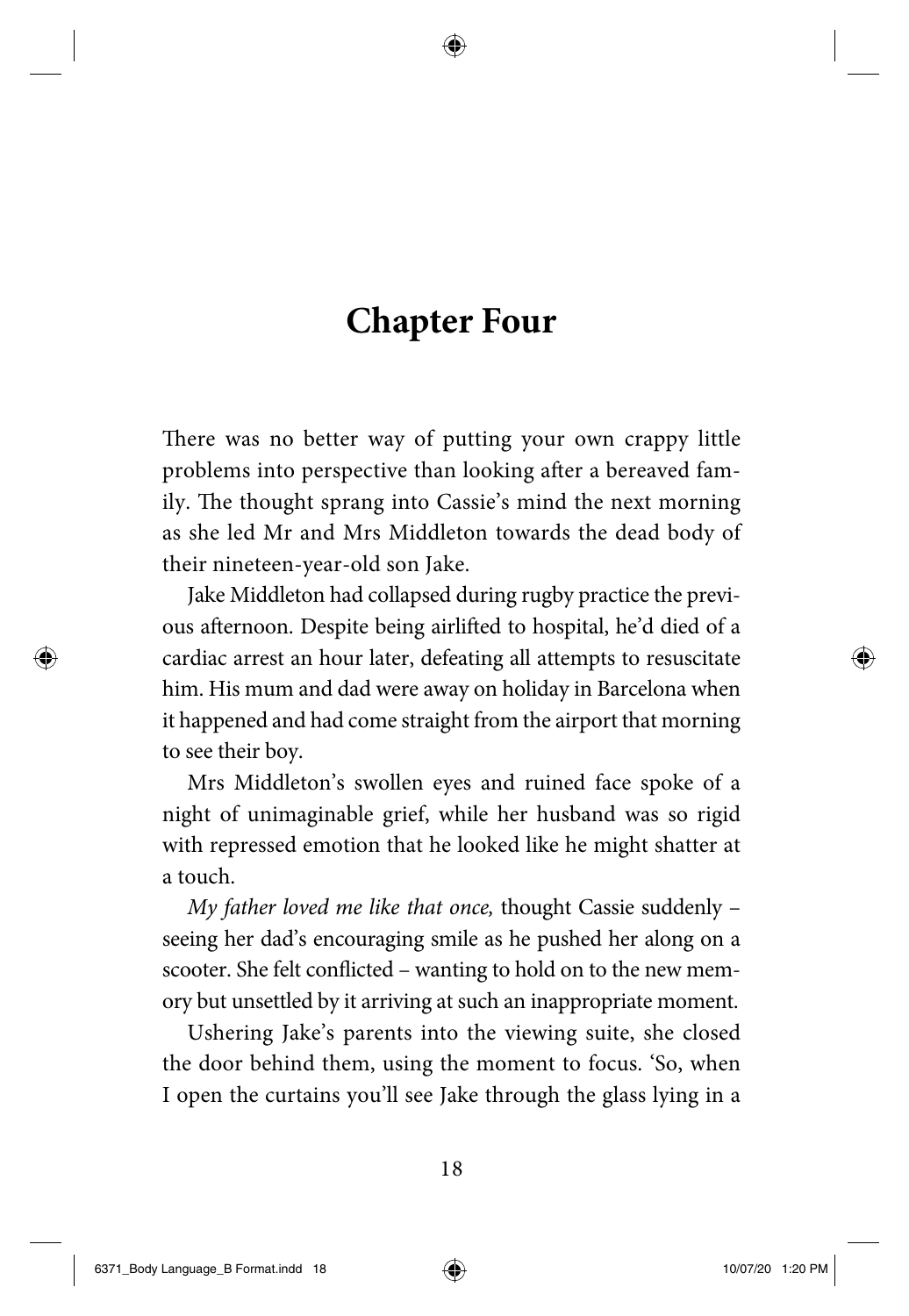# Chapter Four

There was no better way of putting your own crappy little problems into perspective than looking after a bereaved family. The thought sprang into Cassie's mind the next morning as she led Mr and Mrs Middleton towards the dead body of their nineteen-year-old son Jake.

Jake Middleton had collapsed during rugby practice the previous afternoon. Despite being airlifted to hospital, he'd died of a cardiac arrest an hour later, defeating all attempts to resuscitate him. His mum and dad were away on holiday in Barcelona when it happened and had come straight from the airport that morning to see their boy.

Mrs Middleton's swollen eyes and ruined face spoke of a night of unimaginable grief, while her husband was so rigid with repressed emotion that he looked like he might shatter at a touch.

*My father loved me like that once,* thought Cassie suddenly – seeing her dad's encouraging smile as he pushed her along on a scooter. She felt conflicted – wanting to hold on to the new memory but unsettled by it arriving at such an inappropriate moment.

Ushering Jake's parents into the viewing suite, she closed the door behind them, using the moment to focus. 'So, when I open the curtains you'll see Jake through the glass lying in a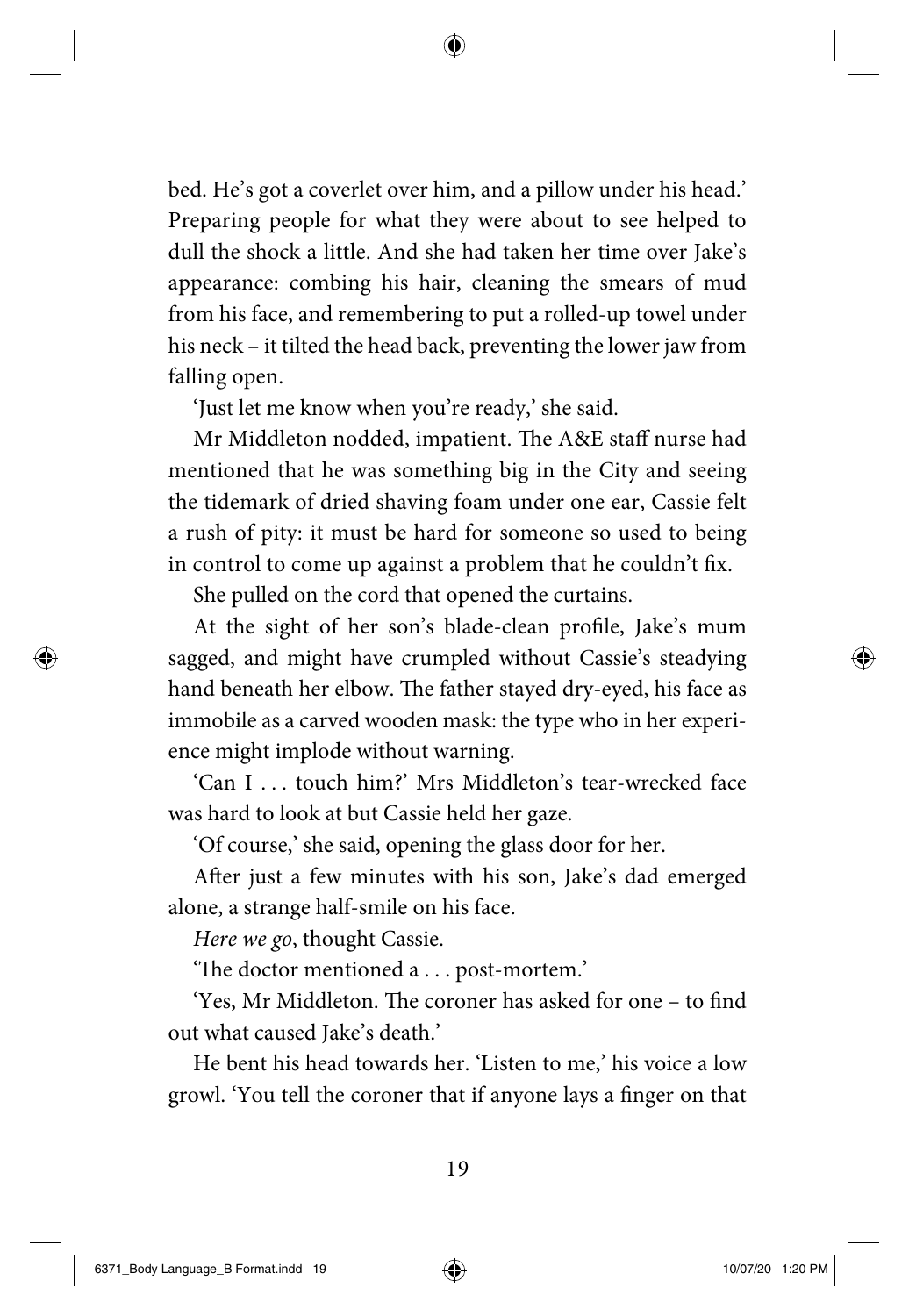bed. He's got a coverlet over him, and a pillow under his head.' Preparing people for what they were about to see helped to dull the shock a little. And she had taken her time over Jake's appearance: combing his hair, cleaning the smears of mud from his face, and remembering to put a rolled-up towel under his neck – it tilted the head back, preventing the lower jaw from falling open.

'Just let me know when you're ready,' she said.

Mr Middleton nodded, impatient. The A&E staff nurse had mentioned that he was something big in the City and seeing the tidemark of dried shaving foam under one ear, Cassie felt a rush of pity: it must be hard for someone so used to being in control to come up against a problem that he couldn't fix.

She pulled on the cord that opened the curtains.

At the sight of her son's blade-clean profile, Jake's mum sagged, and might have crumpled without Cassie's steadying hand beneath her elbow. The father stayed dry-eyed, his face as immobile as a carved wooden mask: the type who in her experience might implode without warning.

'Can I . . . touch him?' Mrs Middleton's tear-wrecked face was hard to look at but Cassie held her gaze.

'Of course,' she said, opening the glass door for her.

After just a few minutes with his son, Jake's dad emerged alone, a strange half-smile on his face.

*Here we go*, thought Cassie.

'The doctor mentioned a . . . post-mortem.'

'Yes, Mr Middleton. The coroner has asked for one – to find out what caused Jake's death.'

He bent his head towards her. 'Listen to me,' his voice a low growl. 'You tell the coroner that if anyone lays a finger on that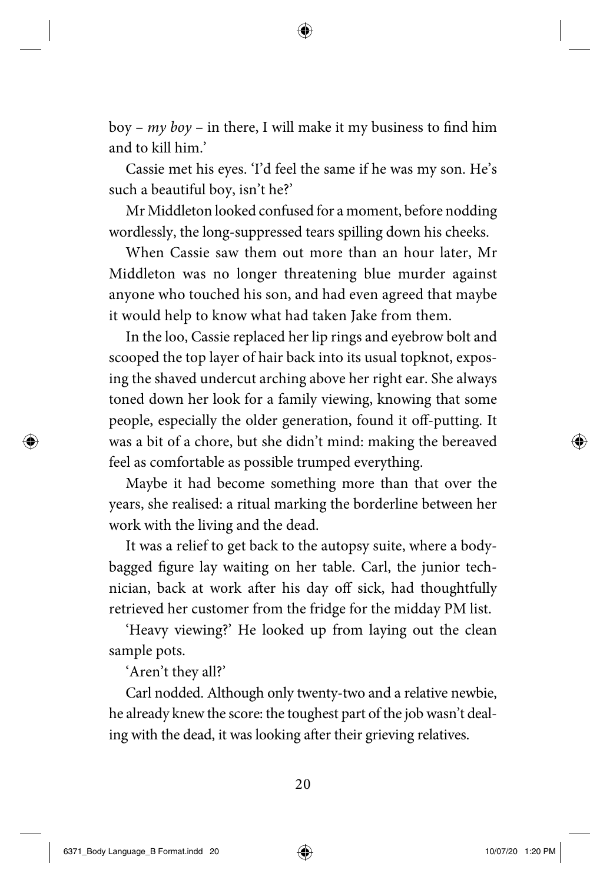boy – *my boy* – in there, I will make it my business to find him and to kill him.'

Cassie met his eyes. 'I'd feel the same if he was my son. He's such a beautiful boy, isn't he?'

Mr Middleton looked confused for a moment, before nodding wordlessly, the long-suppressed tears spilling down his cheeks.

When Cassie saw them out more than an hour later, Mr Middleton was no longer threatening blue murder against anyone who touched his son, and had even agreed that maybe it would help to know what had taken Jake from them.

In the loo, Cassie replaced her lip rings and eyebrow bolt and scooped the top layer of hair back into its usual topknot, exposing the shaved undercut arching above her right ear. She always toned down her look for a family viewing, knowing that some people, especially the older generation, found it off-putting. It was a bit of a chore, but she didn't mind: making the bereaved feel as comfortable as possible trumped everything.

Maybe it had become something more than that over the years, she realised: a ritual marking the borderline between her work with the living and the dead.

It was a relief to get back to the autopsy suite, where a body-bagged figure lay waiting on her table. Carl, the junior technician, back at work after his day off sick, had thoughtfully retrieved her customer from the fridge for the midday PM list.

'Heavy viewing?' He looked up from laying out the clean sample pots.

'Aren't they all?'

Carl nodded. Although only twenty-two and a relative newbie, he already knew the score: the toughest part of the job wasn't dealing with the dead, it was looking after their grieving relatives.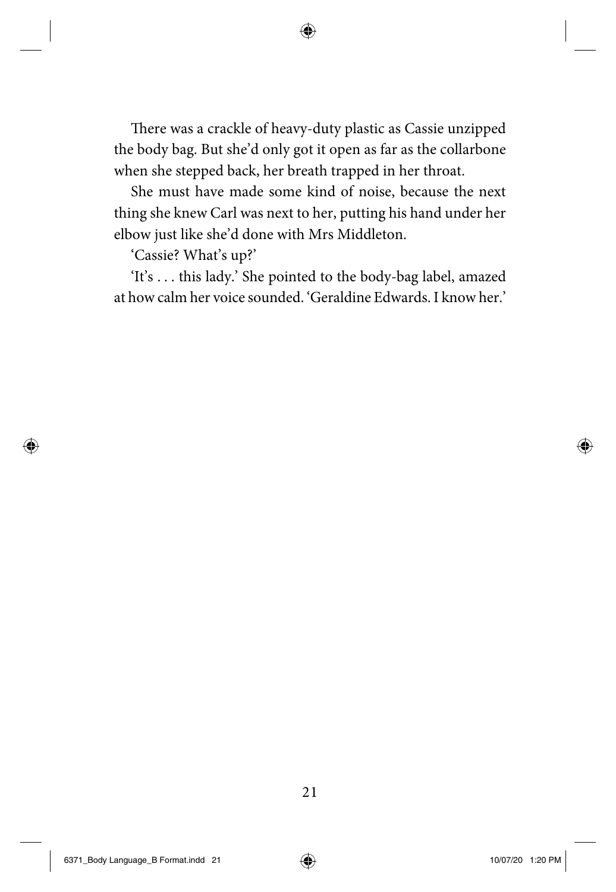There was a crackle of heavy-duty plastic as Cassie unzipped the body bag. But she'd only got it open as far as the collarbone when she stepped back, her breath trapped in her throat.

She must have made some kind of noise, because the next thing she knew Carl was next to her, putting his hand under her elbow just like she'd done with Mrs Middleton.

'Cassie? What's up?'

'It's . . . this lady.' She pointed to the body-bag label, amazed at how calm her voice sounded. 'Geraldine Edwards. I know her.'